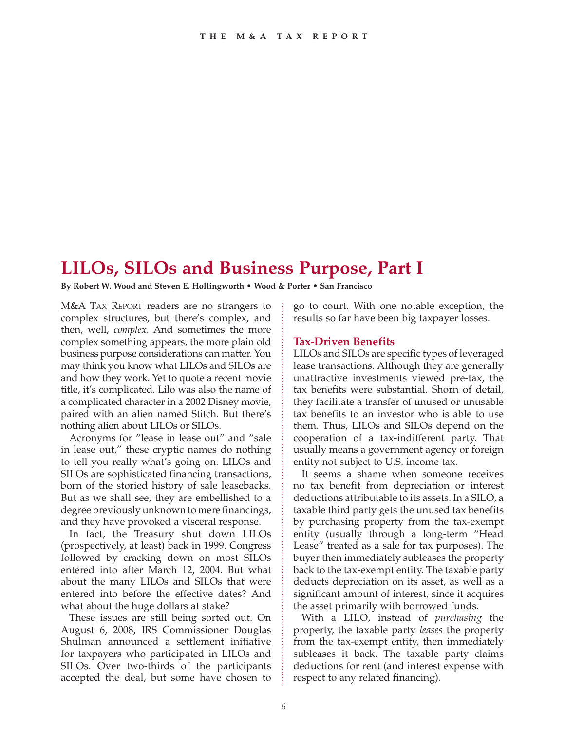# LILOs, SILOs and Business Purpose, Part I

**By Robert W. Wood and Steven E. Hollingworth • Wood & Porter • San Francisco**

M&A Tax Report readers are no strangers to complex structures, but there's complex, and then, well, *complex*. And sometimes the more complex something appears, the more plain old business purpose considerations can matter. You may think you know what LILOs and SILOs are and how they work. Yet to quote a recent movie title, it's complicated. Lilo was also the name of a complicated character in a 2002 Disney movie, paired with an alien named Stitch. But there's nothing alien about LILOs or SILOs.

Acronyms for "lease in lease out" and "sale in lease out," these cryptic names do nothing to tell you really what's going on. LILOs and SILOs are sophisticated financing transactions, born of the storied history of sale leasebacks. But as we shall see, they are embellished to a degree previously unknown to mere financings, and they have provoked a visceral response.

In fact, the Treasury shut down LILOs (prospectively, at least) back in 1999. Congress followed by cracking down on most SILOs entered into after March 12, 2004. But what about the many LILOs and SILOs that were entered into before the effective dates? And what about the huge dollars at stake?

These issues are still being sorted out. On August 6, 2008, IRS Commissioner Douglas Shulman announced a settlement initiative for taxpayers who participated in LILOs and SILOs. Over two-thirds of the participants accepted the deal, but some have chosen to go to court. With one notable exception, the results so far have been big taxpayer losses.

## Tax-Driven Benefits

LILOs and SILOs are specific types of leveraged lease transactions. Although they are generally unattractive investments viewed pre-tax, the tax benefits were substantial. Shorn of detail, they facilitate a transfer of unused or unusable tax benefits to an investor who is able to use them. Thus, LILOs and SILOs depend on the cooperation of a tax-indifferent party. That usually means a government agency or foreign entity not subject to U.S. income tax.

It seems a shame when someone receives no tax benefit from depreciation or interest deductions attributable to its assets. In a SILO, a taxable third party gets the unused tax benefits by purchasing property from the tax-exempt entity (usually through a long-term "Head Lease" treated as a sale for tax purposes). The buyer then immediately subleases the property back to the tax-exempt entity. The taxable party deducts depreciation on its asset, as well as a significant amount of interest, since it acquires the asset primarily with borrowed funds.

With a LILO, instead of *purchasing* the property, the taxable party *leases* the property from the tax-exempt entity, then immediately subleases it back. The taxable party claims deductions for rent (and interest expense with respect to any related financing).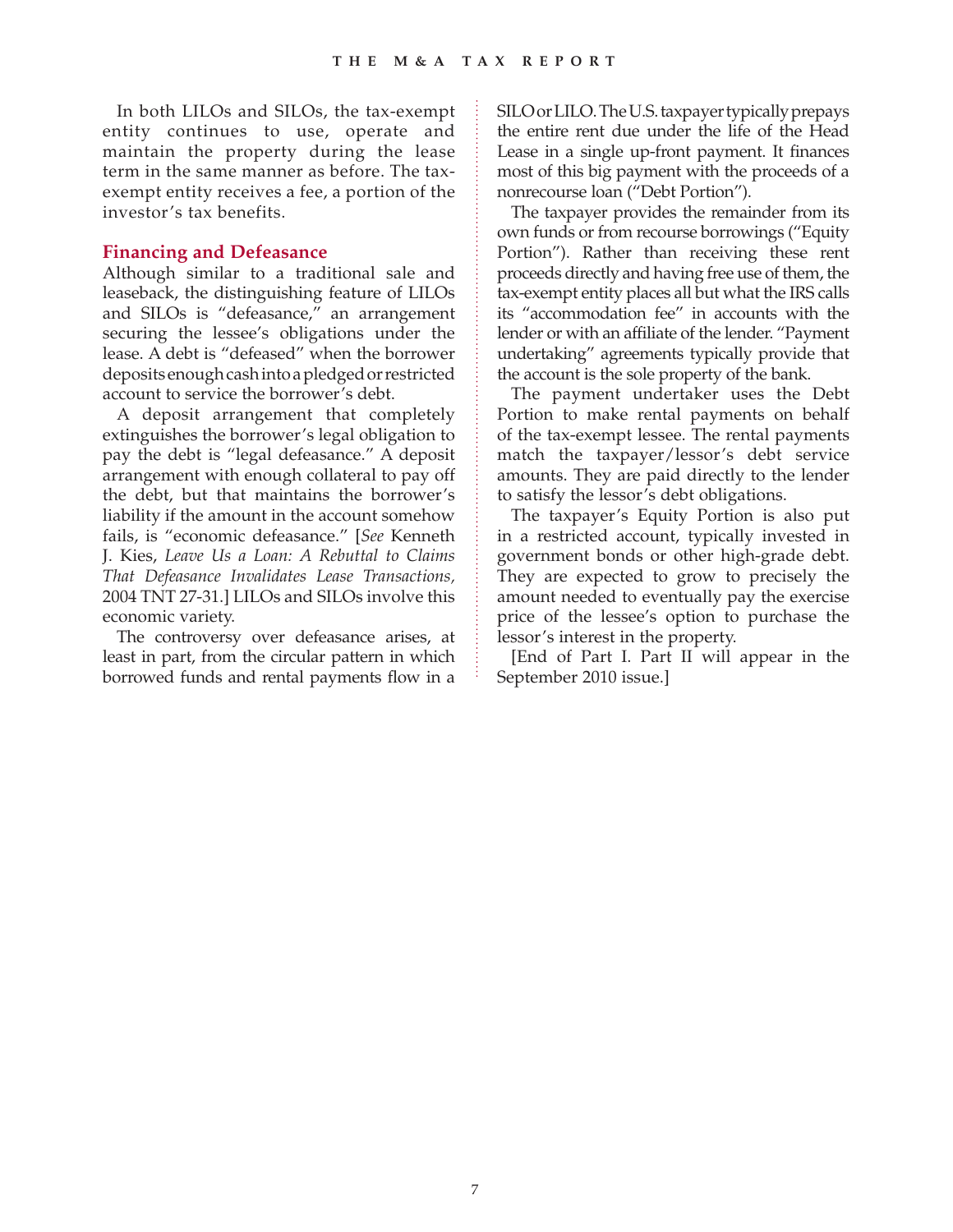In both LILOs and SILOs, the tax-exempt entity continues to use, operate and maintain the property during the lease term in the same manner as before. The tax-exempt entity receives a fee, a portion of the investor's tax benefits.

## Financing and Defeasance

Although similar to a traditional sale and leaseback, the distinguishing feature of LILOs and SILOs is "defeasance," an arrangement securing the lessee's obligations under the lease. A debt is "defeased" when the borrower deposits enough cash into a pledged or restricted account to service the borrower's debt.

A deposit arrangement that completely extinguishes the borrower's legal obligation to pay the debt is "legal defeasance." A deposit arrangement with enough collateral to pay off the debt, but that maintains the borrower's liability if the amount in the account somehow fails, is "economic defeasance." [*See* Kenneth J. Kies, *Leave Us a Loan: A Rebuttal to Claims That Defeasance Invalidates Lease Transactions,* 2004 TNT 27-31.] LILOs and SILOs involve this economic variety.

The controversy over defeasance arises, at least in part, from the circular pattern in which borrowed funds and rental payments flow in a SILO or LILO. The U.S. taxpayer typically prepays the entire rent due under the life of the Head Lease in a single up-front payment. It finances most of this big payment with the proceeds of a nonrecourse loan ("Debt Portion").

The taxpayer provides the remainder from its own funds or from recourse borrowings ("Equity Portion"). Rather than receiving these rent proceeds directly and having free use of them, the tax-exempt entity places all but what the IRS calls its "accommodation fee" in accounts with the lender or with an affiliate of the lender. "Payment undertaking" agreements typically provide that the account is the sole property of the bank.

The payment undertaker uses the Debt Portion to make rental payments on behalf of the tax-exempt lessee. The rental payments match the taxpayer/lessor's debt service amounts. They are paid directly to the lender to satisfy the lessor's debt obligations.

The taxpayer's Equity Portion is also put in a restricted account, typically invested in government bonds or other high-grade debt. They are expected to grow to precisely the amount needed to eventually pay the exercise price of the lessee's option to purchase the lessor's interest in the property.

[End of Part I. Part II will appear in the September 2010 issue.]